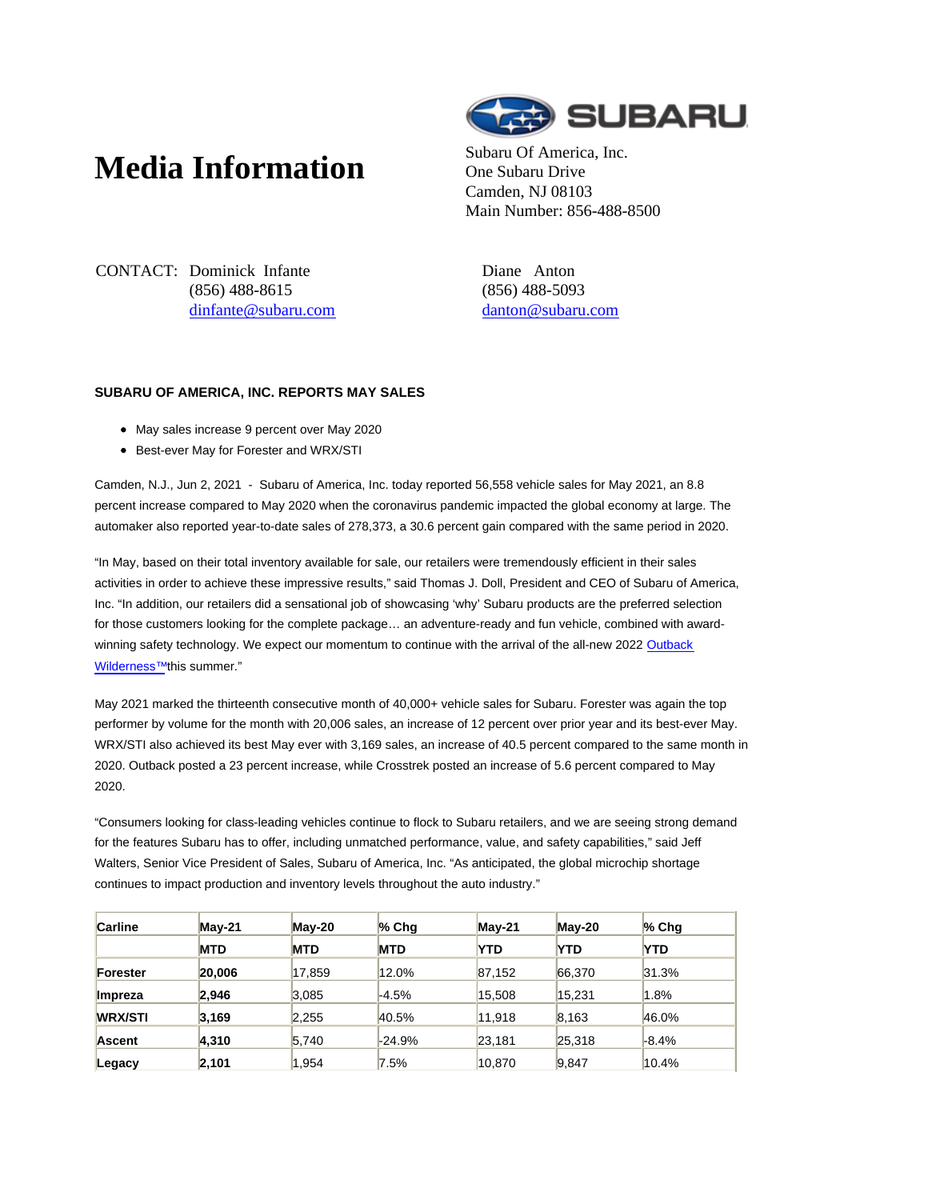# Media Information

Subaru Of America, Inc.
One Subaru Drive
Camden, NJ 08103
Main Number: 856-488-8500

CONTACT: Dominick Infante
(856) 488-8615
dinfante@subaru.com

Diane Anton
(856) 488-5093
danton@subaru.com

**SUBARU OF AMERICA, INC. REPORTS MAY SALES**

- May sales increase 9 percent over May 2020
- Best-ever May for Forester and WRX/STI

Camden, N.J., Jun 2, 2021 - Subaru of America, Inc. today reported 56,558 vehicle sales for May 2021, an 8.8 percent increase compared to May 2020 when the coronavirus pandemic impacted the global economy at large. The automaker also reported year-to-date sales of 278,373, a 30.6 percent gain compared with the same period in 2020.

"In May, based on their total inventory available for sale, our retailers were tremendously efficient in their sales activities in order to achieve these impressive results," said Thomas J. Doll, President and CEO of Subaru of America, Inc. "In addition, our retailers did a sensational job of showcasing 'why' Subaru products are the preferred selection for those customers looking for the complete package… an adventure-ready and fun vehicle, combined with award-winning safety technology. We expect our momentum to continue with the arrival of the all-new 2022 Outback Wilderness™this summer."

May 2021 marked the thirteenth consecutive month of 40,000+ vehicle sales for Subaru. Forester was again the top performer by volume for the month with 20,006 sales, an increase of 12 percent over prior year and its best-ever May. WRX/STI also achieved its best May ever with 3,169 sales, an increase of 40.5 percent compared to the same month in 2020. Outback posted a 23 percent increase, while Crosstrek posted an increase of 5.6 percent compared to May 2020.

"Consumers looking for class-leading vehicles continue to flock to Subaru retailers, and we are seeing strong demand for the features Subaru has to offer, including unmatched performance, value, and safety capabilities," said Jeff Walters, Senior Vice President of Sales, Subaru of America, Inc. "As anticipated, the global microchip shortage continues to impact production and inventory levels throughout the auto industry."

| **Carline** | **May-21** | **May-20** | **% Chg** | **May-21** | **May-20** | **% Chg** |
|---|---|---|---|---|---|---|
| | **MTD** | **MTD** | **MTD** | **YTD** | **YTD** | **YTD** |
| **Forester** | **20,006** | 17,859 | 12.0% | 87,152 | 66,370 | 31.3% |
| **Impreza** | **2,946** | 3,085 | -4.5% | 15,508 | 15,231 | 1.8% |
| **WRX/STI** | **3,169** | 2,255 | 40.5% | 11,918 | 8,163 | 46.0% |
| **Ascent** | **4,310** | 5,740 | -24.9% | 23,181 | 25,318 | -8.4% |
| **Legacy** | **2,101** | 1,954 | 7.5% | 10,870 | 9,847 | 10.4% |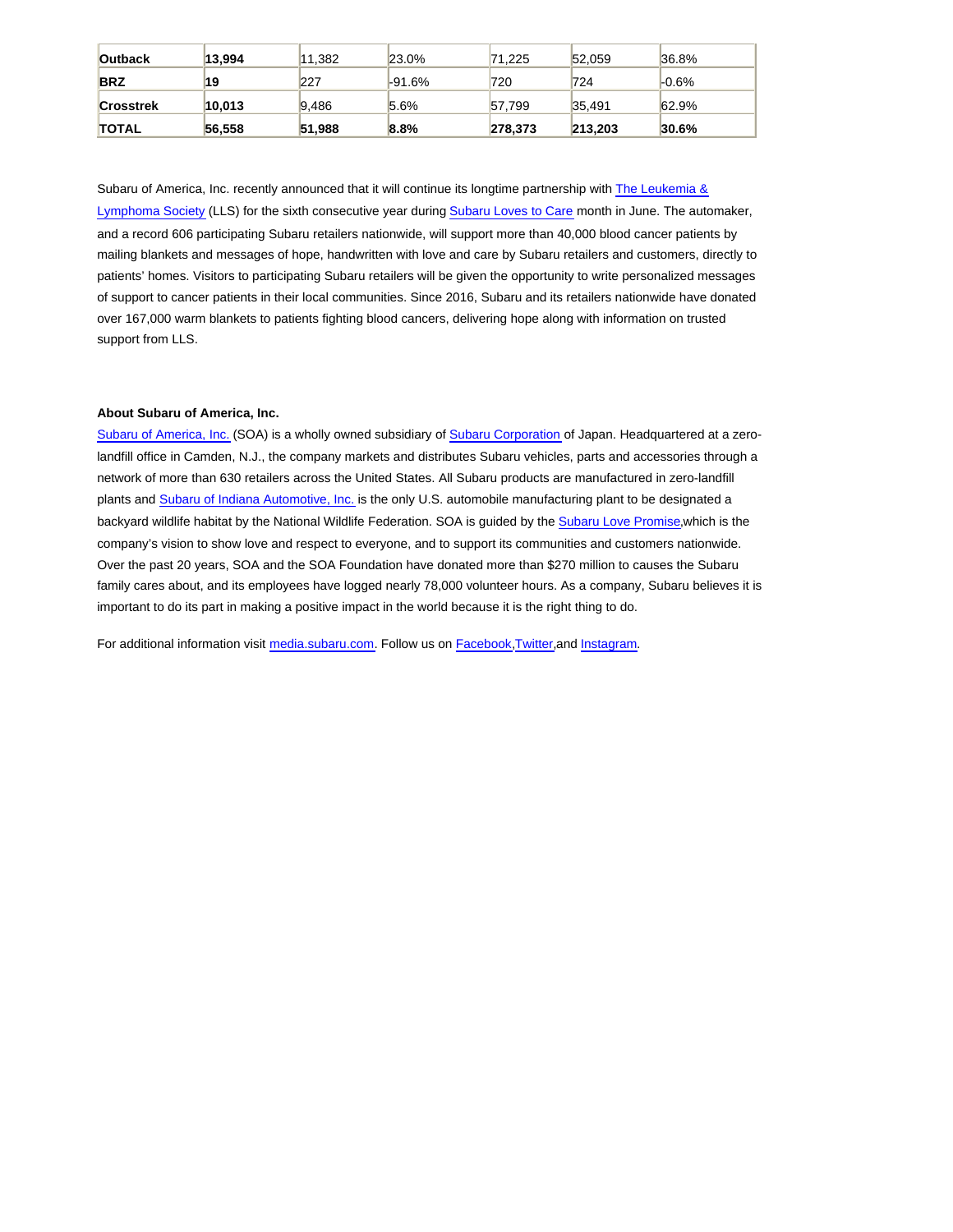| | | | | | | |
|---|---|---|---|---|---|---|
| **Outback** | **13,994** | 11,382 | 23.0% | 71,225 | 52,059 | 36.8% |
| **BRZ** | **19** | 227 | -91.6% | 720 | 724 | -0.6% |
| **Crosstrek** | **10,013** | 9,486 | 5.6% | 57,799 | 35,491 | 62.9% |
| **TOTAL** | **56,558** | **51,988** | **8.8%** | **278,373** | **213,203** | **30.6%** |

Subaru of America, Inc. recently announced that it will continue its longtime partnership with The Leukemia & Lymphoma Society (LLS) for the sixth consecutive year during Subaru Loves to Care month in June. The automaker, and a record 606 participating Subaru retailers nationwide, will support more than 40,000 blood cancer patients by mailing blankets and messages of hope, handwritten with love and care by Subaru retailers and customers, directly to patients' homes. Visitors to participating Subaru retailers will be given the opportunity to write personalized messages of support to cancer patients in their local communities. Since 2016, Subaru and its retailers nationwide have donated over 167,000 warm blankets to patients fighting blood cancers, delivering hope along with information on trusted support from LLS.

**About Subaru of America, Inc.**

Subaru of America, Inc. (SOA) is a wholly owned subsidiary of Subaru Corporation of Japan. Headquartered at a zero-landfill office in Camden, N.J., the company markets and distributes Subaru vehicles, parts and accessories through a network of more than 630 retailers across the United States. All Subaru products are manufactured in zero-landfill plants and Subaru of Indiana Automotive, Inc. is the only U.S. automobile manufacturing plant to be designated a backyard wildlife habitat by the National Wildlife Federation. SOA is guided by the Subaru Love Promise,which is the company's vision to show love and respect to everyone, and to support its communities and customers nationwide. Over the past 20 years, SOA and the SOA Foundation have donated more than $270 million to causes the Subaru family cares about, and its employees have logged nearly 78,000 volunteer hours. As a company, Subaru believes it is important to do its part in making a positive impact in the world because it is the right thing to do.

For additional information visit media.subaru.com. Follow us on Facebook,Twitter,and Instagram.